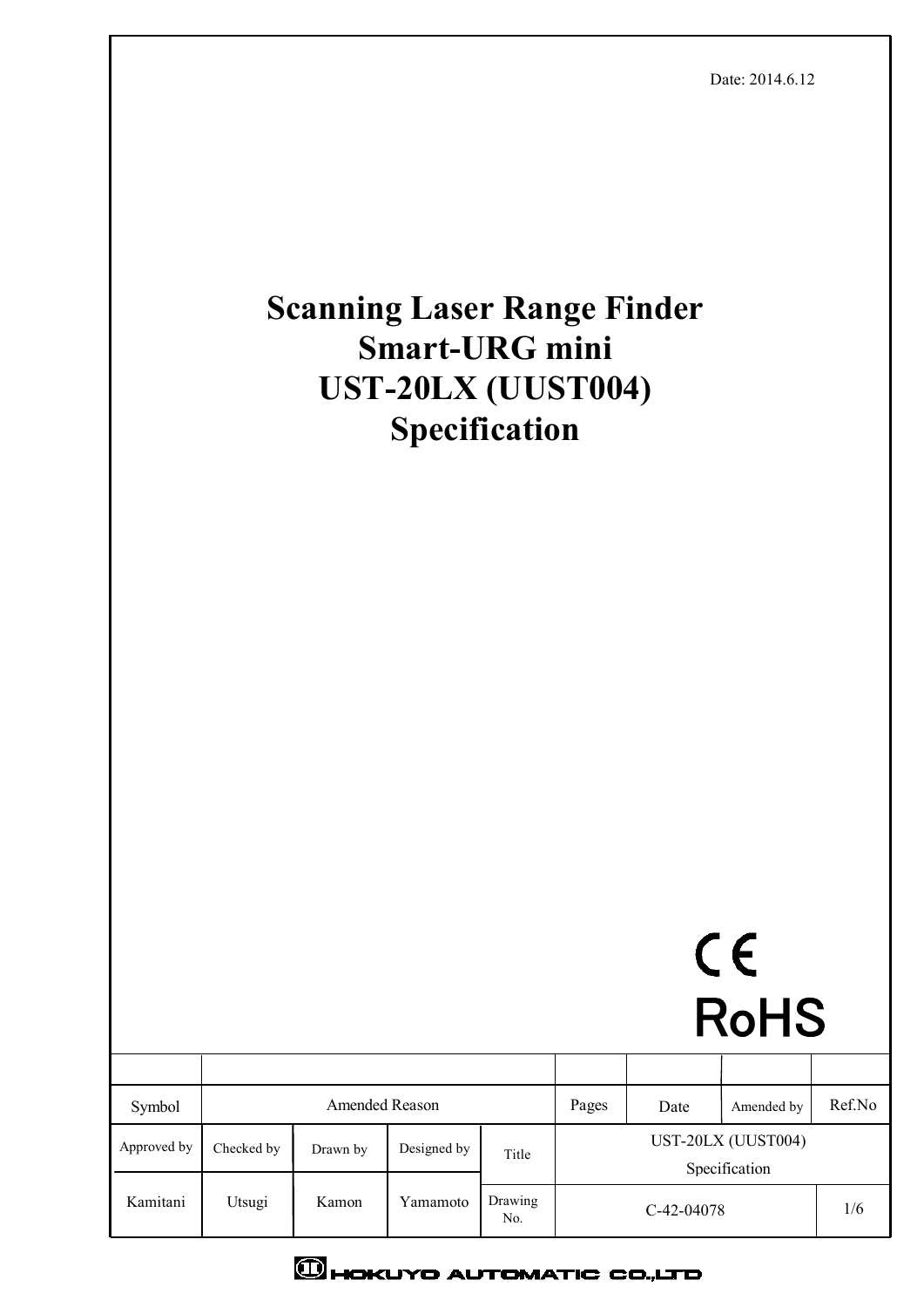Date: 2014.6.12

# Scanning Laser Range Finder
# Smart-URG mini
# UST-20LX (UUST004)
# Specification

CE

RoHS

| Symbol | Amended Reason | | | | Pages | Date | Amended by | Ref.No |
|---|---|---|---|---|---|---|---|---|
| | | | | | | | | |
| Approved by | Checked by | Drawn by | Designed by | Title | UST-20LX (UUST004) Specification | | | |
| Kamitani | Utsugi | Kamon | Yamamoto | Drawing No. | C-42-04078 | | | 1/6 |

HOKUYO AUTOMATIC CO.,LTD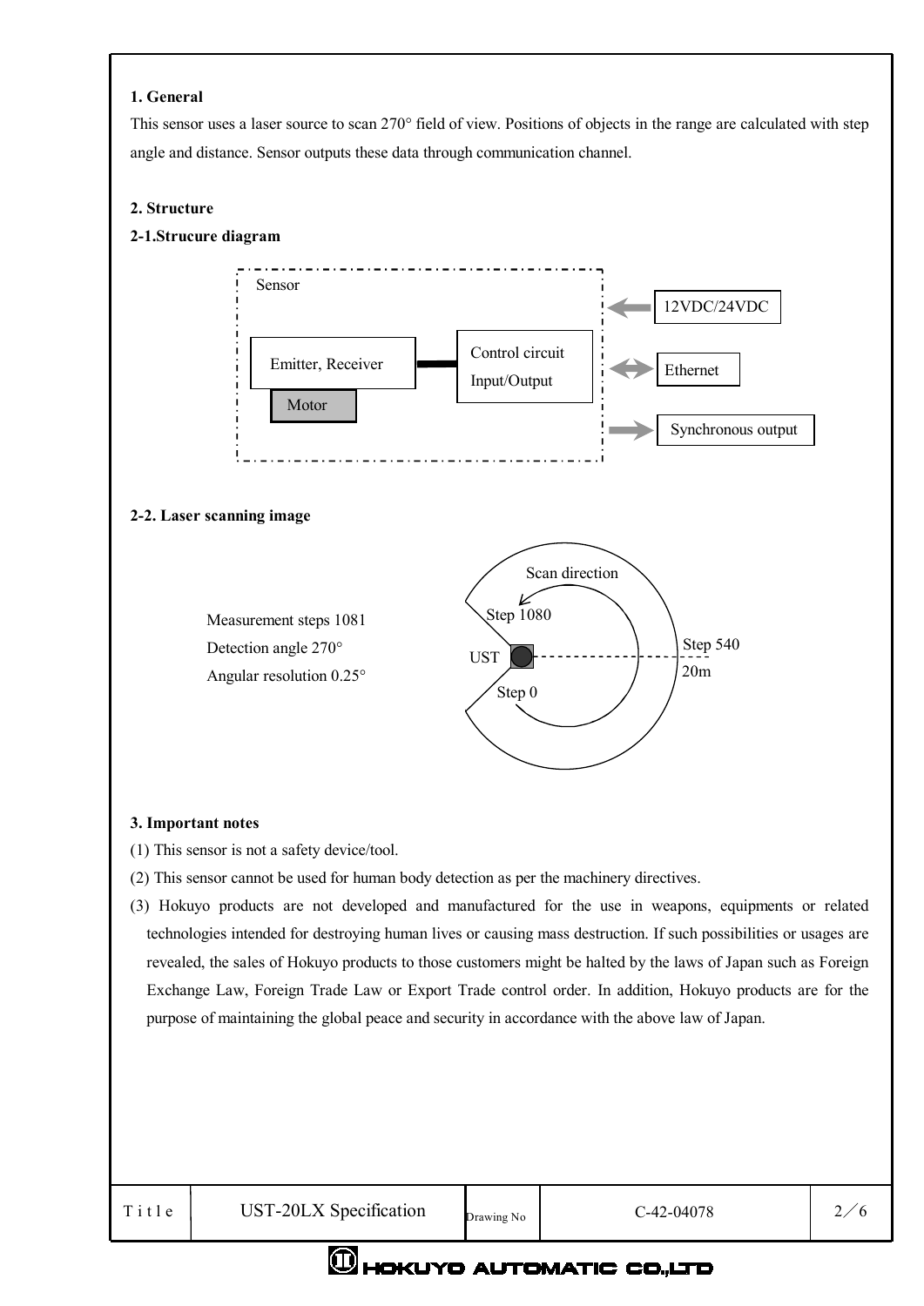## 1. General

This sensor uses a laser source to scan 270° field of view. Positions of objects in the range are calculated with step angle and distance. Sensor outputs these data through communication channel.

## 2. Structure

### 2-1.Strucure diagram

Sensor

Emitter, Receiver

Motor

Control circuit
Input/Output

12VDC/24VDC

Ethernet

Synchronous output

### 2-2. Laser scanning image

Measurement steps 1081
Detection angle 270°
Angular resolution 0.25°

Scan direction

Step 1080

UST

Step 0

Step 540
20m

## 3. Important notes

(1) This sensor is not a safety device/tool.

(2) This sensor cannot be used for human body detection as per the machinery directives.

(3) Hokuyo products are not developed and manufactured for the use in weapons, equipments or related technologies intended for destroying human lives or causing mass destruction. If such possibilities or usages are revealed, the sales of Hokuyo products to those customers might be halted by the laws of Japan such as Foreign Exchange Law, Foreign Trade Law or Export Trade control order. In addition, Hokuyo products are for the purpose of maintaining the global peace and security in accordance with the above law of Japan.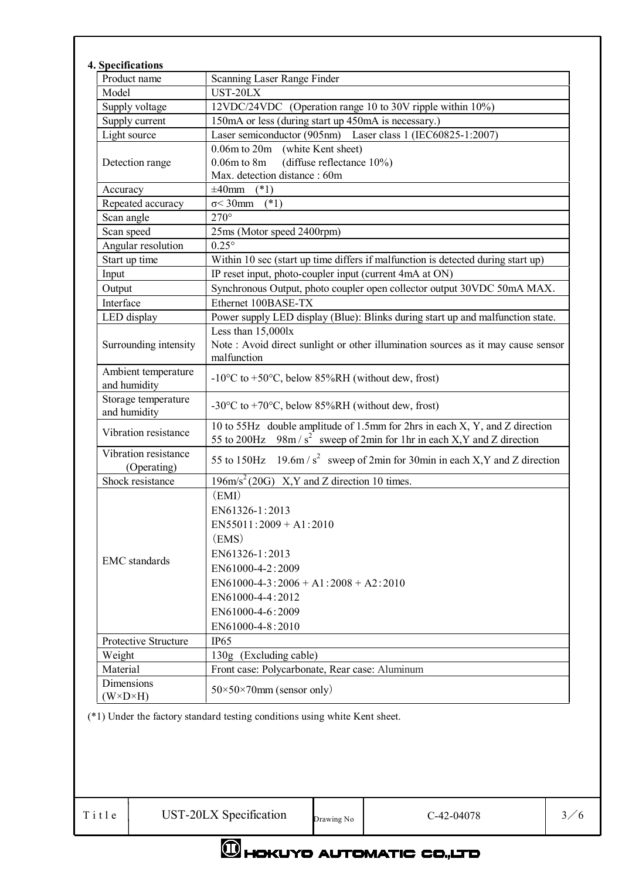## 4. Specifications

| Product name | Scanning Laser Range Finder |
|---|---|
| Model | UST-20LX |
| Supply voltage | 12VDC/24VDC (Operation range 10 to 30V ripple within 10%) |
| Supply current | 150mA or less (during start up 450mA is necessary.) |
| Light source | Laser semiconductor (905nm) Laser class 1 (IEC60825-1:2007) |
| Detection range | 0.06m to 20m (white Kent sheet)<br>0.06m to 8m (diffuse reflectance 10%)<br>Max. detection distance : 60m |
| Accuracy | ±40mm (*1) |
| Repeated accuracy | σ< 30mm (*1) |
| Scan angle | 270° |
| Scan speed | 25ms (Motor speed 2400rpm) |
| Angular resolution | 0.25° |
| Start up time | Within 10 sec (start up time differs if malfunction is detected during start up) |
| Input | IP reset input, photo-coupler input (current 4mA at ON) |
| Output | Synchronous Output, photo coupler open collector output 30VDC 50mA MAX. |
| Interface | Ethernet 100BASE-TX |
| LED display | Power supply LED display (Blue): Blinks during start up and malfunction state. |
| Surrounding intensity | Less than 15,000lx<br>Note : Avoid direct sunlight or other illumination sources as it may cause sensor malfunction |
| Ambient temperature and humidity | -10°C to +50°C, below 85%RH (without dew, frost) |
| Storage temperature and humidity | -30°C to +70°C, below 85%RH (without dew, frost) |
| Vibration resistance | 10 to 55Hz double amplitude of 1.5mm for 2hrs in each X, Y, and Z direction<br>55 to 200Hz $98m/s^2$ sweep of 2min for 1hr in each X,Y and Z direction |
| Vibration resistance (Operating) | 55 to 150Hz $19.6m/s^2$ sweep of 2min for 30min in each X,Y and Z direction |
| Shock resistance | $196m/s^2$ (20G) X,Y and Z direction 10 times. |
| EMC standards | (EMI)<br>EN61326-1:2013<br>EN55011:2009 + A1:2010<br>(EMS)<br>EN61326-1:2013<br>EN61000-4-2:2009<br>EN61000-4-3:2006 + A1:2008 + A2:2010<br>EN61000-4-4:2012<br>EN61000-4-6:2009<br>EN61000-4-8:2010 |
| Protective Structure | IP65 |
| Weight | 130g (Excluding cable) |
| Material | Front case: Polycarbonate, Rear case: Aluminum |
| Dimensions (W×D×H) | 50×50×70mm (sensor only) |

(*1) Under the factory standard testing conditions using white Kent sheet.

| Title | UST-20LX Specification | Drawing No | C-42-04078 |
|---|---|---|---|

HOKUYO AUTOMATIC CO.,LTD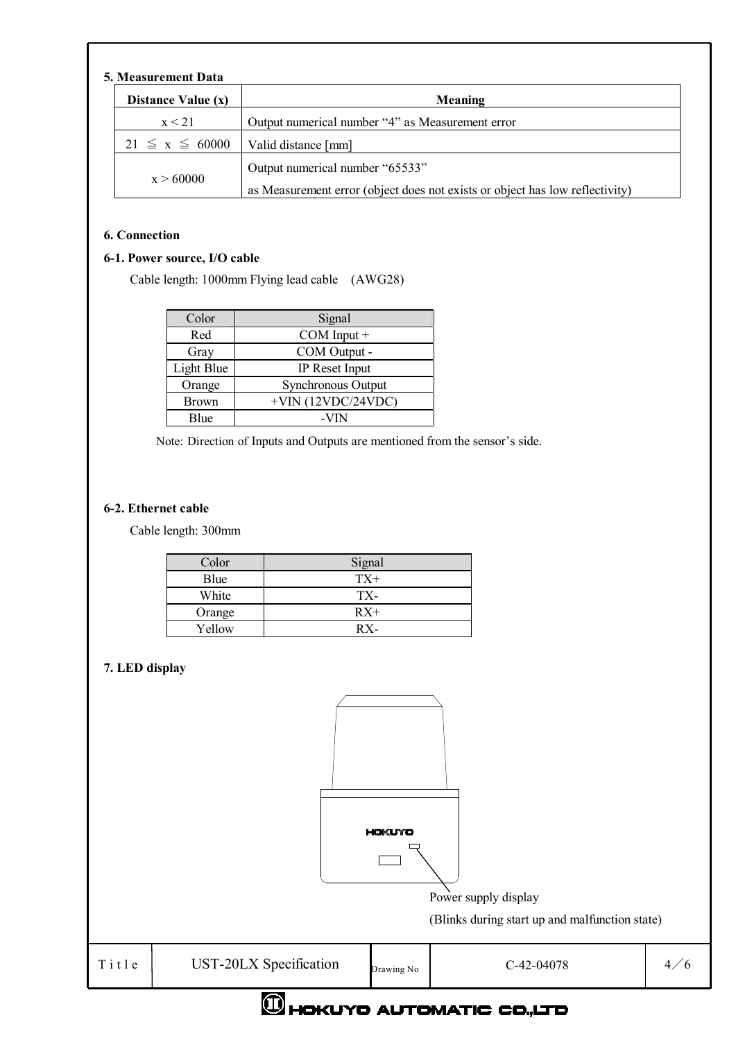## 5. Measurement Data

| Distance Value (x) | Meaning |
|---|---|
| x < 21 | Output numerical number "4" as Measurement error |
| 21 ≦ x ≦ 60000 | Valid distance [mm] |
| x > 60000 | Output numerical number "65533"<br>as Measurement error (object does not exists or object has low reflectivity) |

## 6. Connection

### 6-1. Power source, I/O cable

Cable length: 1000mm Flying lead cable (AWG28)

| Color | Signal |
|---|---|
| Red | COM Input + |
| Gray | COM Output - |
| Light Blue | IP Reset Input |
| Orange | Synchronous Output |
| Brown | +VIN (12VDC/24VDC) |
| Blue | -VIN |

Note: Direction of Inputs and Outputs are mentioned from the sensor's side.

### 6-2. Ethernet cable

Cable length: 300mm

| Color | Signal |
|---|---|
| Blue | TX+ |
| White | TX- |
| Orange | RX+ |
| Yellow | RX- |

## 7. LED display

HOKUYO

Power supply display

(Blinks during start up and malfunction state)

| Title | UST-20LX Specification | Drawing No | C-42-04078 |
|---|---|---|---|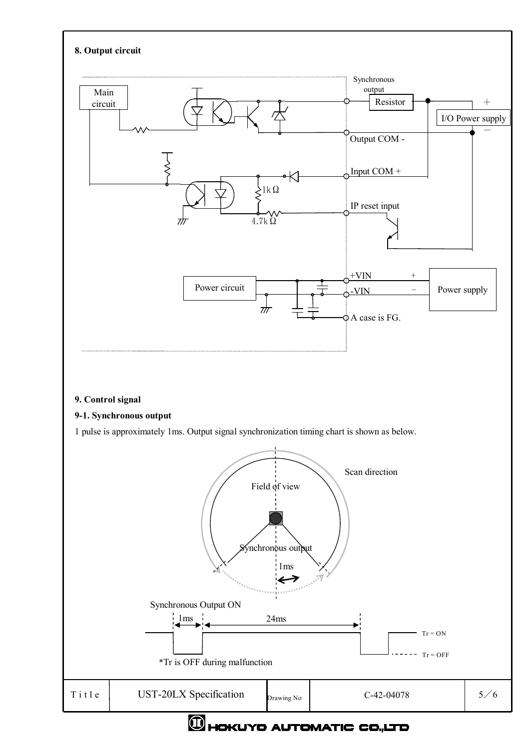**8. Output circuit**

**9. Control signal**

**9-1. Synchronous output**

1 pulse is approximately 1ms. Output signal synchronization timing chart is shown as below.

*Tr is OFF during malfunction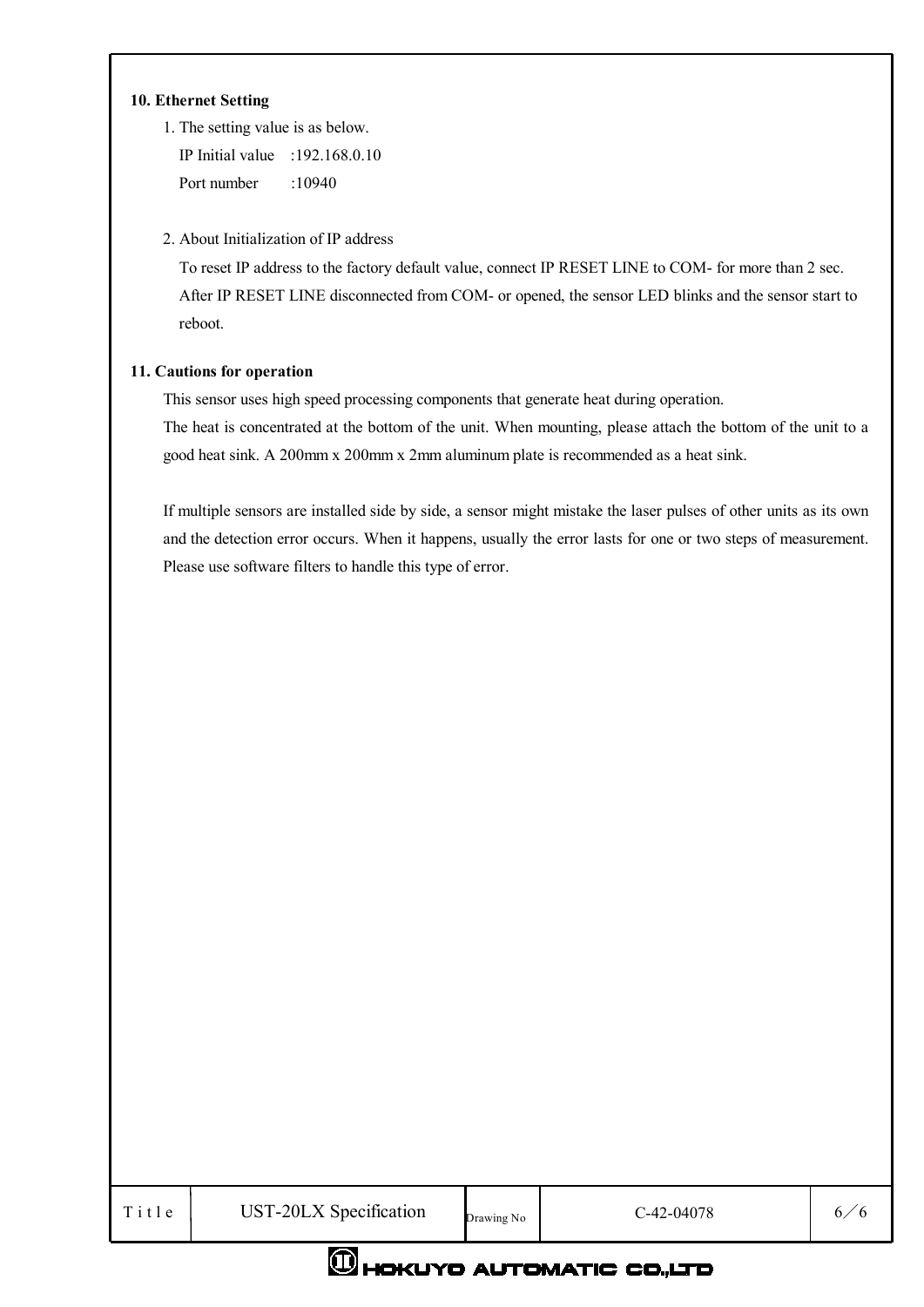**10. Ethernet Setting**

1. The setting value is as below.

   IP Initial value :192.168.0.10

   Port number :10940

2. About Initialization of IP address

   To reset IP address to the factory default value, connect IP RESET LINE to COM- for more than 2 sec. After IP RESET LINE disconnected from COM- or opened, the sensor LED blinks and the sensor start to reboot.

**11. Cautions for operation**

This sensor uses high speed processing components that generate heat during operation.

The heat is concentrated at the bottom of the unit. When mounting, please attach the bottom of the unit to a good heat sink. A 200mm x 200mm x 2mm aluminum plate is recommended as a heat sink.

If multiple sensors are installed side by side, a sensor might mistake the laser pulses of other units as its own and the detection error occurs. When it happens, usually the error lasts for one or two steps of measurement. Please use software filters to handle this type of error.